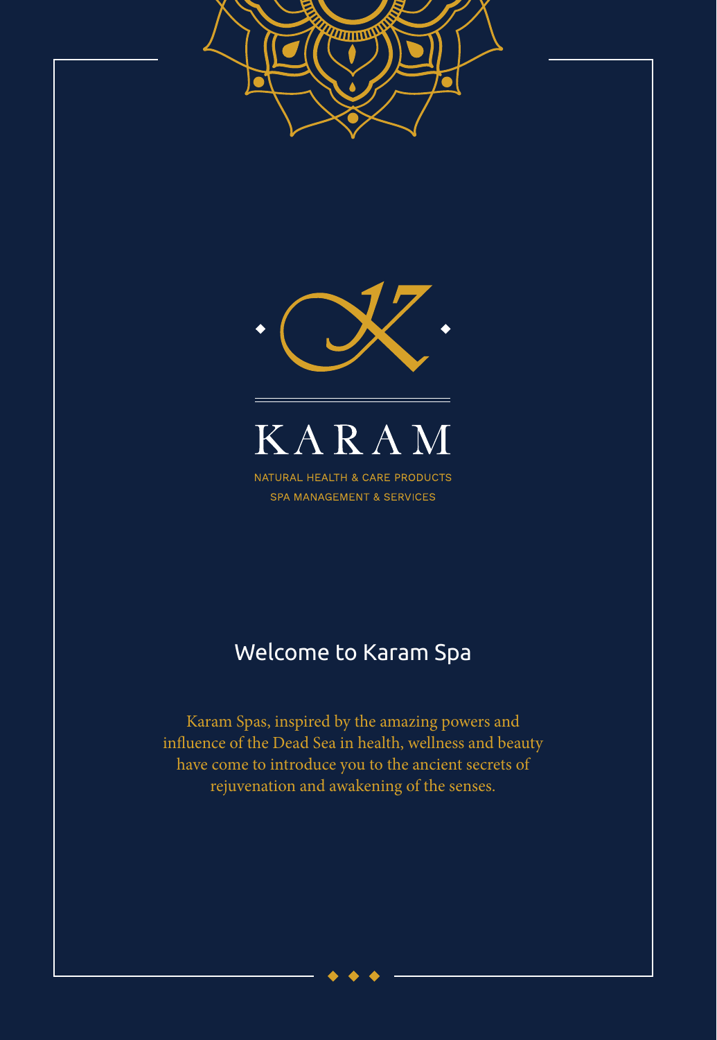# KARAM

NATURAL HEALTH & CARE PRODUCTS
SPA MANAGEMENT & SERVICES

## Welcome to Karam Spa

Karam Spas, inspired by the amazing powers and influence of the Dead Sea in health, wellness and beauty have come to introduce you to the ancient secrets of rejuvenation and awakening of the senses.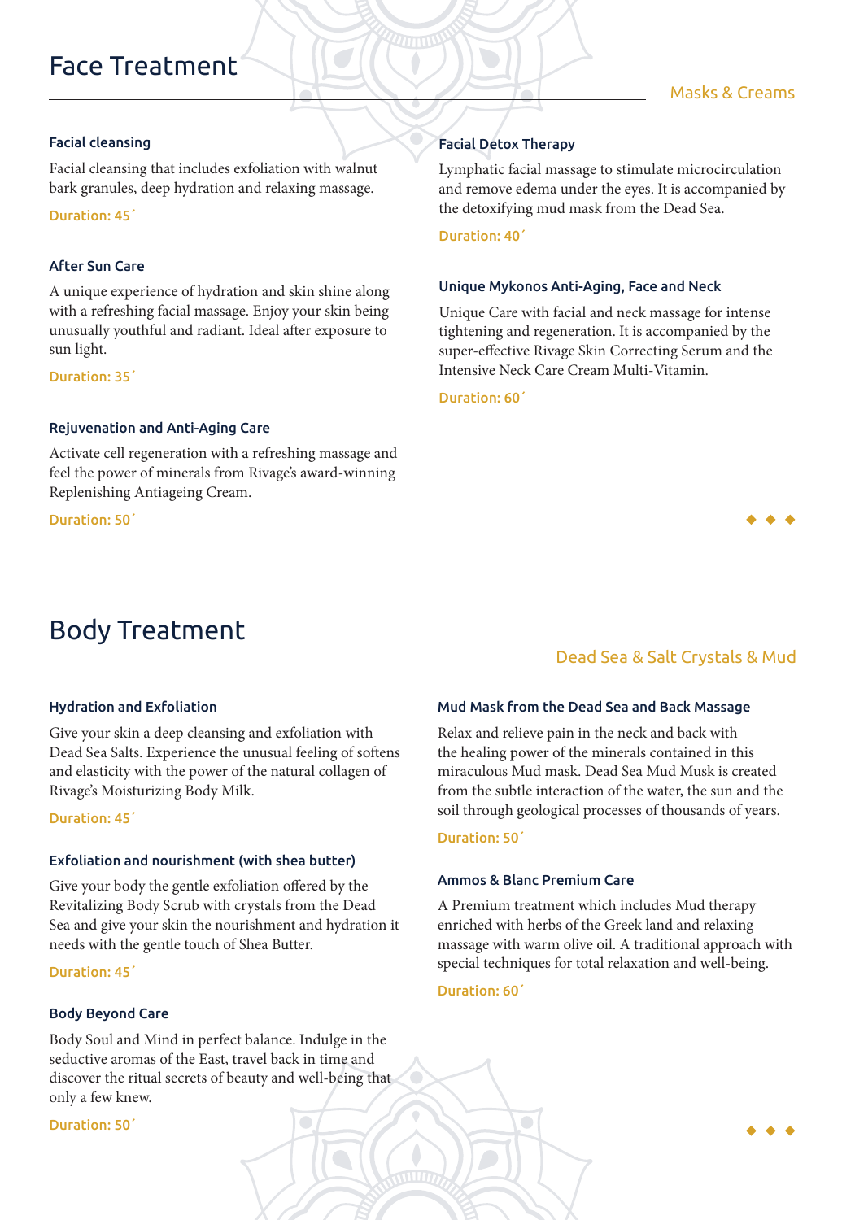# Face Treatment

Masks & Creams

### Facial cleansing

Facial cleansing that includes exfoliation with walnut bark granules, deep hydration and relaxing massage.

Duration: 45´

### After Sun Care

A unique experience of hydration and skin shine along with a refreshing facial massage. Enjoy your skin being unusually youthful and radiant. Ideal after exposure to sun light.

Duration: 35´

### Rejuvenation and Anti-Aging Care

Activate cell regeneration with a refreshing massage and feel the power of minerals from Rivage's award-winning Replenishing Antiageing Cream.

Duration: 50´

### Facial Detox Therapy

Lymphatic facial massage to stimulate microcirculation and remove edema under the eyes. It is accompanied by the detoxifying mud mask from the Dead Sea.

Duration: 40´

### Unique Mykonos Anti-Aging, Face and Neck

Unique Care with facial and neck massage for intense tightening and regeneration. It is accompanied by the super-effective Rivage Skin Correcting Serum and the Intensive Neck Care Cream Multi-Vitamin.

Duration: 60´

# Body Treatment

Dead Sea & Salt Crystals & Mud

### Hydration and Exfoliation

Give your skin a deep cleansing and exfoliation with Dead Sea Salts. Experience the unusual feeling of softens and elasticity with the power of the natural collagen of Rivage's Moisturizing Body Milk.

Duration: 45´

### Exfoliation and nourishment (with shea butter)

Give your body the gentle exfoliation offered by the Revitalizing Body Scrub with crystals from the Dead Sea and give your skin the nourishment and hydration it needs with the gentle touch of Shea Butter.

Duration: 45´

### Body Beyond Care

Body Soul and Mind in perfect balance. Indulge in the seductive aromas of the East, travel back in time and discover the ritual secrets of beauty and well-being that only a few knew.

Duration: 50´

### Mud Mask from the Dead Sea and Back Massage

Relax and relieve pain in the neck and back with the healing power of the minerals contained in this miraculous Mud mask. Dead Sea Mud Musk is created from the subtle interaction of the water, the sun and the soil through geological processes of thousands of years.

Duration: 50´

### Ammos & Blanc Premium Care

A Premium treatment which includes Mud therapy enriched with herbs of the Greek land and relaxing massage with warm olive oil. A traditional approach with special techniques for total relaxation and well-being.

Duration: 60´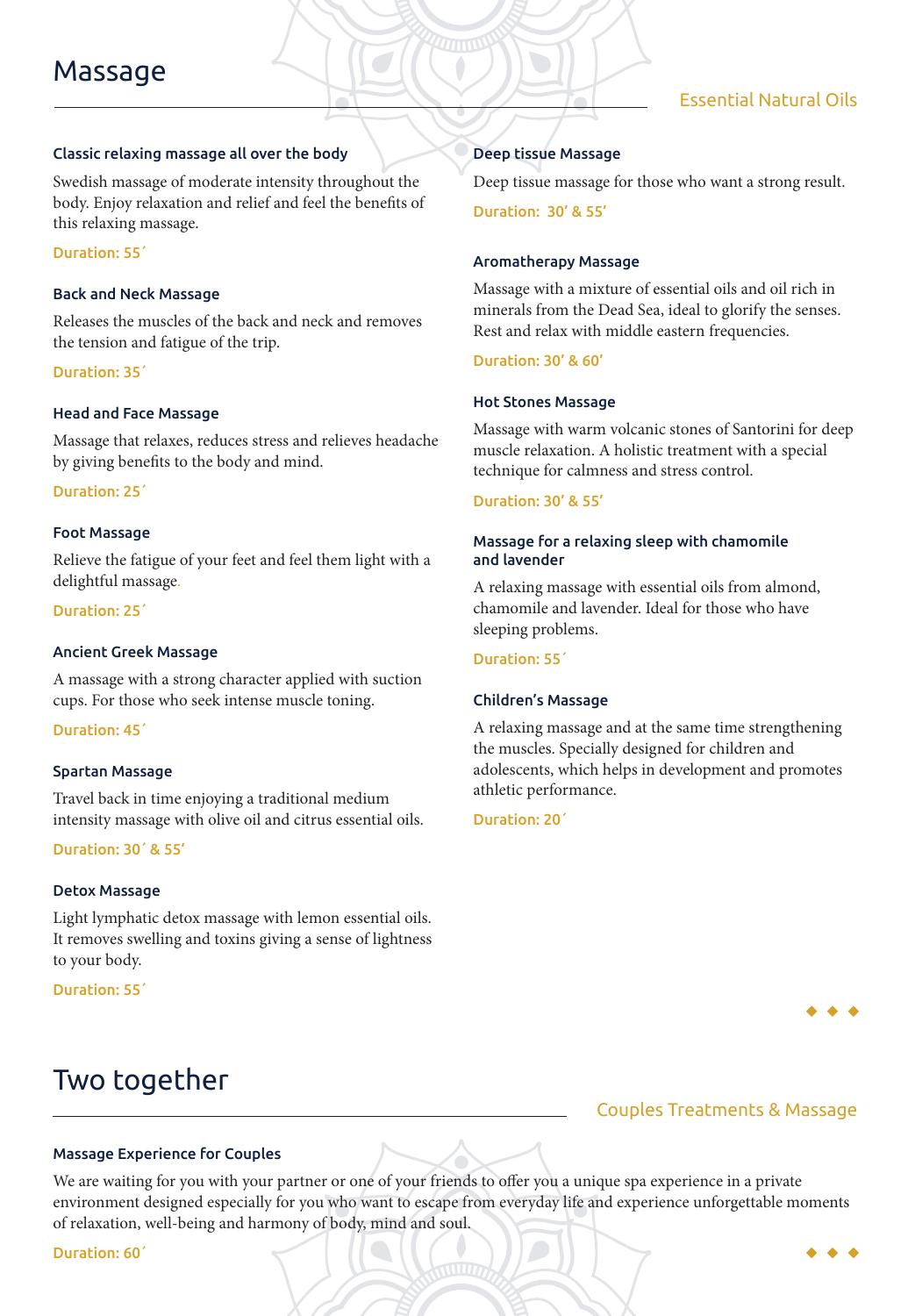# Massage

## Essential Natural Oils

### Classic relaxing massage all over the body

Swedish massage of moderate intensity throughout the body. Enjoy relaxation and relief and feel the benefits of this relaxing massage.

Duration: 55´

### Back and Neck Massage

Releases the muscles of the back and neck and removes the tension and fatigue of the trip.

Duration: 35´

### Head and Face Massage

Massage that relaxes, reduces stress and relieves headache by giving benefits to the body and mind.

Duration: 25´

### Foot Massage

Relieve the fatigue of your feet and feel them light with a delightful massage.

Duration: 25´

### Ancient Greek Massage

A massage with a strong character applied with suction cups. For those who seek intense muscle toning.

Duration: 45´

### Spartan Massage

Travel back in time enjoying a traditional medium intensity massage with olive oil and citrus essential oils.

Duration: 30´ & 55´

### Detox Massage

Light lymphatic detox massage with lemon essential oils. It removes swelling and toxins giving a sense of lightness to your body.

Duration: 55´

### Deep tissue Massage

Deep tissue massage for those who want a strong result.

Duration: 30' & 55'

### Aromatherapy Massage

Massage with a mixture of essential oils and oil rich in minerals from the Dead Sea, ideal to glorify the senses. Rest and relax with middle eastern frequencies.

Duration: 30' & 60'

### Hot Stones Massage

Massage with warm volcanic stones of Santorini for deep muscle relaxation. A holistic treatment with a special technique for calmness and stress control.

Duration: 30' & 55'

### Massage for a relaxing sleep with chamomile and lavender

A relaxing massage with essential oils from almond, chamomile and lavender. Ideal for those who have sleeping problems.

Duration: 55´

### Children's Massage

A relaxing massage and at the same time strengthening the muscles. Specially designed for children and adolescents, which helps in development and promotes athletic performance.

Duration: 20´

# Two together

## Couples Treatments & Massage

### Massage Experience for Couples

We are waiting for you with your partner or one of your friends to offer you a unique spa experience in a private environment designed especially for you who want to escape from everyday life and experience unforgettable moments of relaxation, well-being and harmony of body, mind and soul.

Duration: 60´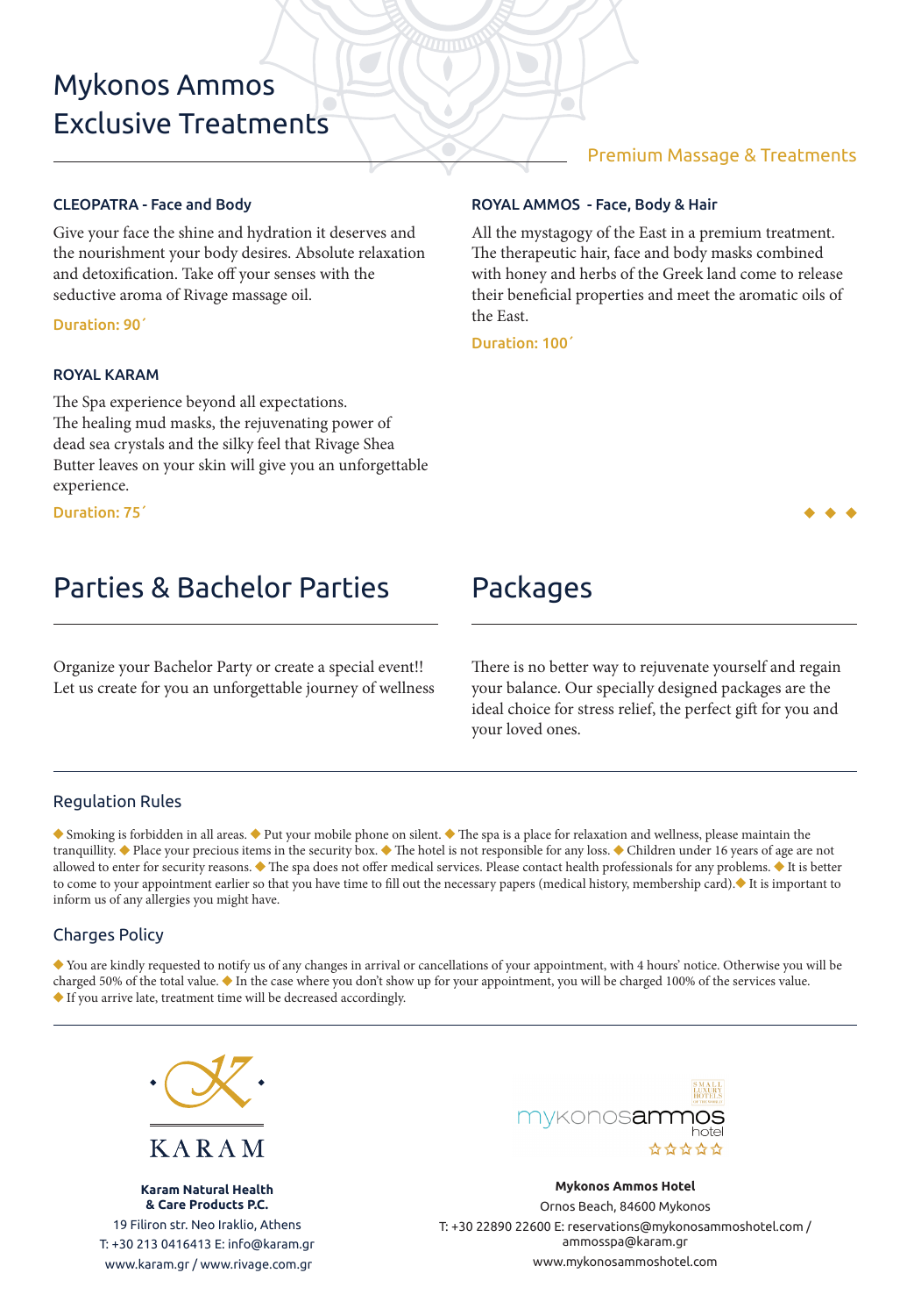# Mykonos Ammos Exclusive Treatments

Premium Massage & Treatments

**CLEOPATRA - Face and Body**

Give your face the shine and hydration it deserves and the nourishment your body desires. Absolute relaxation and detoxification. Take off your senses with the seductive aroma of Rivage massage oil.

Duration: 90΄

**ROYAL KARAM**

The Spa experience beyond all expectations.
The healing mud masks, the rejuvenating power of dead sea crystals and the silky feel that Rivage Shea Butter leaves on your skin will give you an unforgettable experience.

Duration: 75΄

**ROYAL AMMOS - Face, Body & Hair**

All the mystagogy of the East in a premium treatment. The therapeutic hair, face and body masks combined with honey and herbs of the Greek land come to release their beneficial properties and meet the aromatic oils of the East.

Duration: 100΄

## Parties & Bachelor Parties

Organize your Bachelor Party or create a special event!!
Let us create for you an unforgettable journey of wellness

## Packages

There is no better way to rejuvenate yourself and regain your balance. Our specially designed packages are the ideal choice for stress relief, the perfect gift for you and your loved ones.

### Regulation Rules

◆ Smoking is forbidden in all areas. ◆ Put your mobile phone on silent. ◆ The spa is a place for relaxation and wellness, please maintain the tranquillity. ◆ Place your precious items in the security box. ◆ The hotel is not responsible for any loss. ◆ Children under 16 years of age are not allowed to enter for security reasons. ◆ The spa does not offer medical services. Please contact health professionals for any problems. ◆ It is better to come to your appointment earlier so that you have time to fill out the necessary papers (medical history, membership card).◆ It is important to inform us of any allergies you might have.

### Charges Policy

◆ You are kindly requested to notify us of any changes in arrival or cancellations of your appointment, with 4 hours' notice. Otherwise you will be charged 50% of the total value. ◆ In the case where you don't show up for your appointment, you will be charged 100% of the services value.
◆ If you arrive late, treatment time will be decreased accordingly.

KARAM

**Karam Natural Health & Care Products P.C.**
19 Filiron str. Neo Iraklio, Athens
T: +30 213 0416413 E: info@karam.gr
www.karam.gr / www.rivage.com.gr

mykonosammos hotel

**Mykonos Ammos Hotel**
Ornos Beach, 84600 Mykonos
T: +30 22890 22600 E: reservations@mykonosammoshotel.com / ammosspa@karam.gr
www.mykonosammoshotel.com